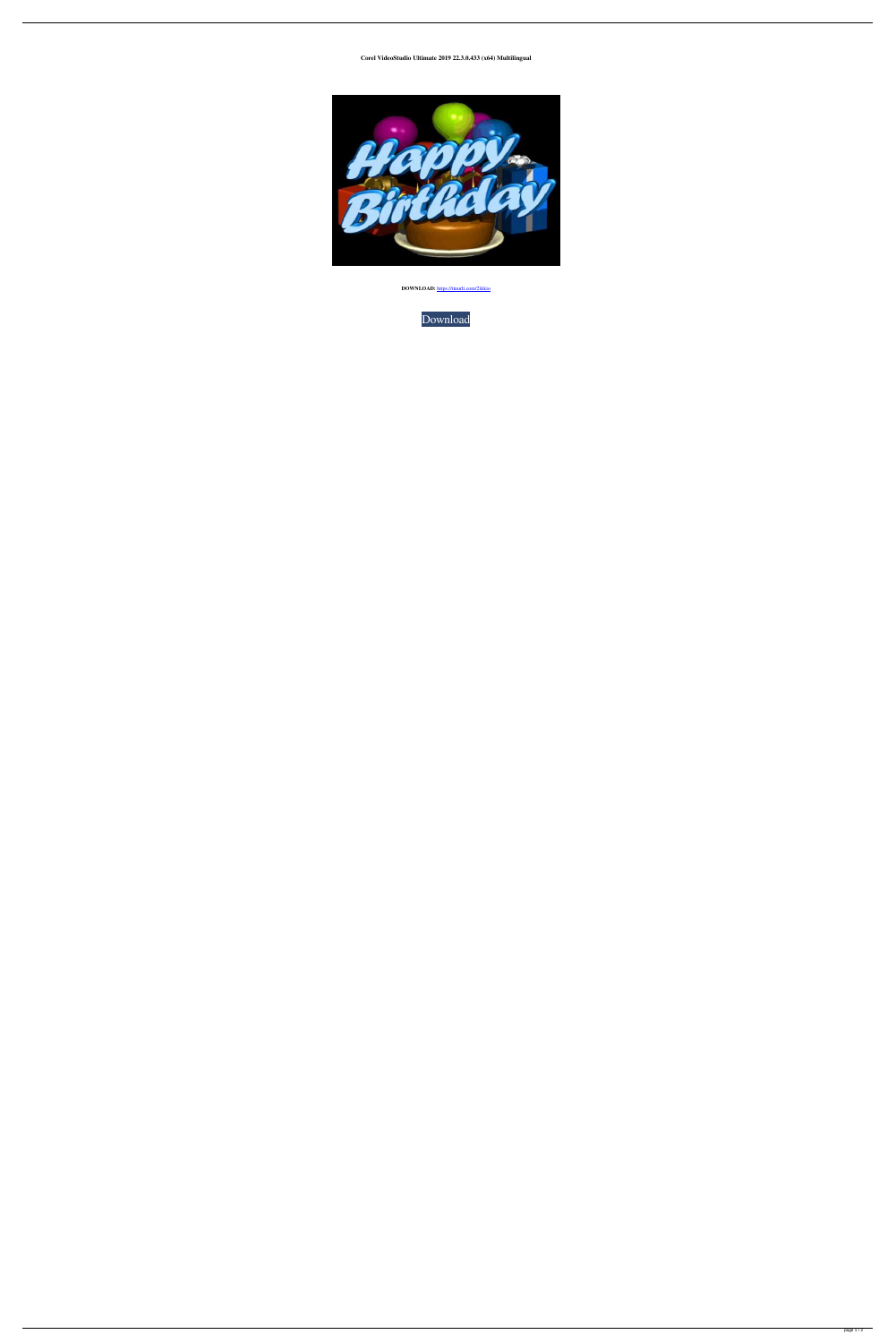**Corel VideoStudio Ultimate 2019 22.3.0.433 (x64) Multilingual**

**DOWNLOAD:** https://tinurli.com/2ikkio

Download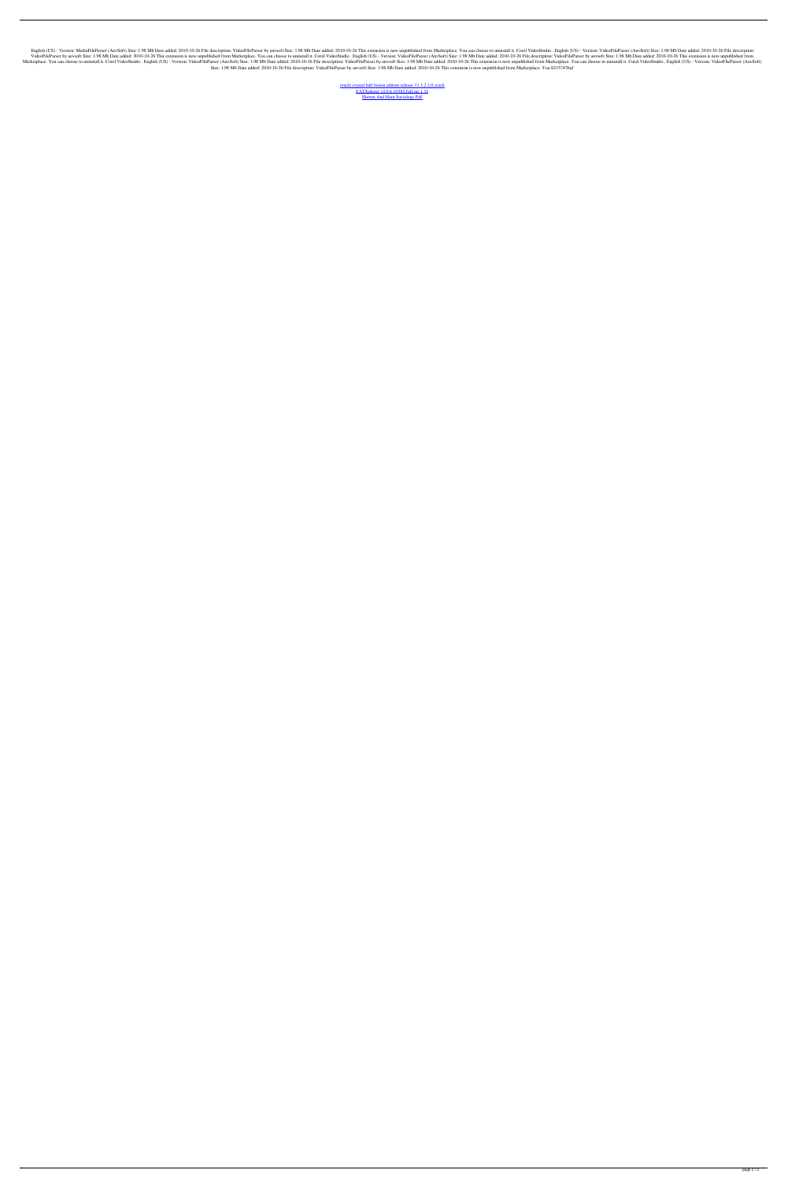English (US) - Version: MediaFileParser (AnvSoft) Size: 1.98 Mb Date added: 2010-10-26 File description: VideoFileParser by anvsoft Size: 1.98 Mb Date added: 2010-10-26 This extension is now unpublished from Marketplace. You can choose to uninstall it. Corel VideoStudio . English (US) - Version: VideoFileParser (AnvSoft) Size: 1.98 Mb Date added: 2010-10-26 File description: VideoFileParser by anvsoft Size: 1.98 Mb Date added: 2010-10-26 This extension is now unpublished from Marketplace. You can choose to uninstall it. Corel VideoStudio . English (US) - Version: VideoFileParser (AnvSoft) Size: 1.98 Mb Date added: 2010-10-26 File description: VideoFileParser by anvsoft Size: 1.98 Mb Date added: 2010-10-26 This extension is now unpublished from Marketplace. You can choose to uninstall it. Corel VideoStudio . English (US) - Version: VideoFileParser (AnvSoft) Size: 1.98 Mb Date added: 2010-10-26 File description: VideoFileParser by anvsoft Size: 1.98 Mb Date added: 2010-10-26 This extension is now unpublished from Marketplace. You can choose to uninstall it. Corel VideoStudio . English (US) - Version: VideoFileParser (AnvSoft) Size: 1.98 Mb Date added: 2010-10-26 File description: VideoFileParser by anvsoft Size: 1.98 Mb Date added: 2010-10-26 This extension is now unpublished from Marketplace. You 82157476af

oracle crystal ball fusion edition release 11.1.2.1.0 crack
FATXplorer v2.0.6.10382 full rar 1.31
Horton And Hunt Sociology Pdf